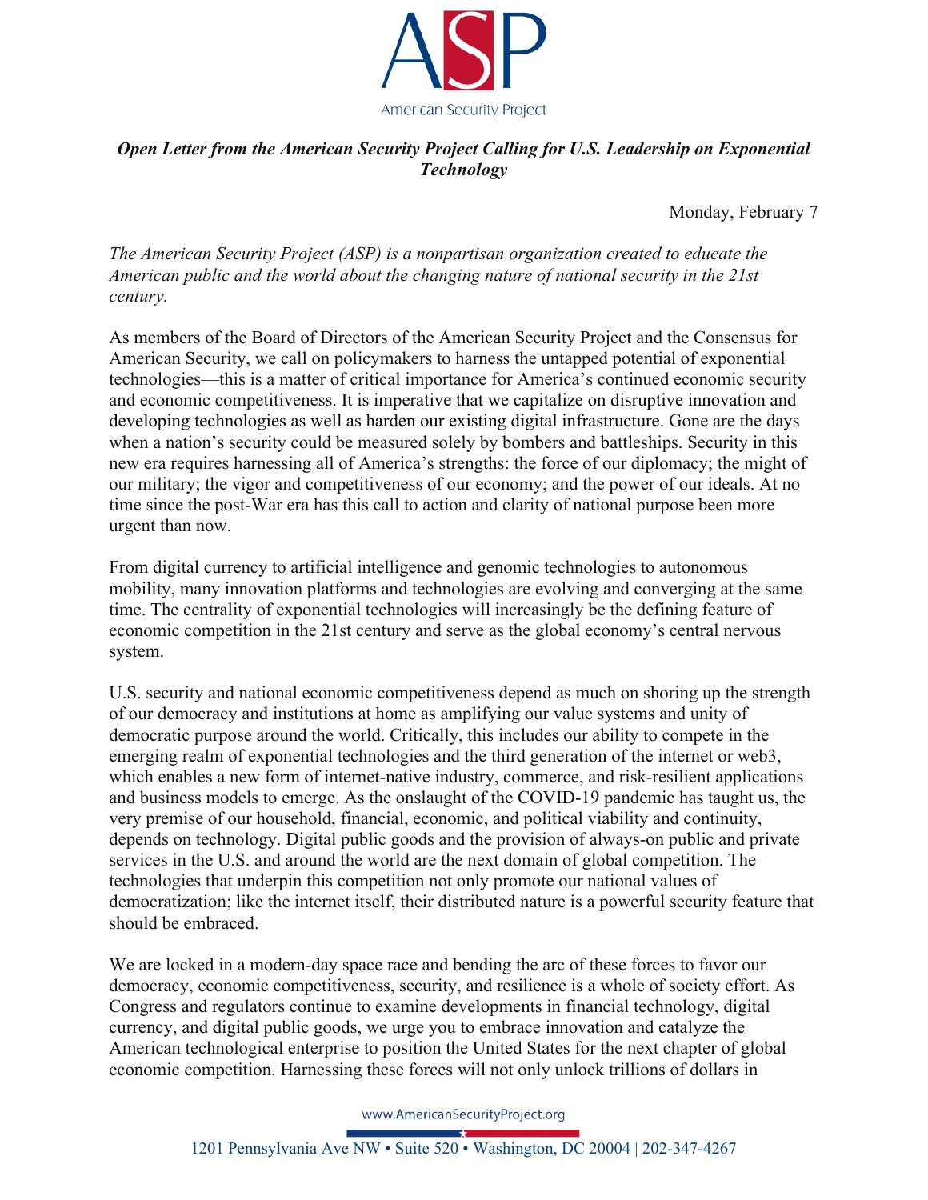*Open Letter from the American Security Project Calling for U.S. Leadership on Exponential Technology*

Monday, February 7

*The American Security Project (ASP) is a nonpartisan organization created to educate the American public and the world about the changing nature of national security in the 21st century.*

As members of the Board of Directors of the American Security Project and the Consensus for American Security, we call on policymakers to harness the untapped potential of exponential technologies—this is a matter of critical importance for America's continued economic security and economic competitiveness. It is imperative that we capitalize on disruptive innovation and developing technologies as well as harden our existing digital infrastructure. Gone are the days when a nation's security could be measured solely by bombers and battleships. Security in this new era requires harnessing all of America's strengths: the force of our diplomacy; the might of our military; the vigor and competitiveness of our economy; and the power of our ideals. At no time since the post-War era has this call to action and clarity of national purpose been more urgent than now.

From digital currency to artificial intelligence and genomic technologies to autonomous mobility, many innovation platforms and technologies are evolving and converging at the same time. The centrality of exponential technologies will increasingly be the defining feature of economic competition in the 21st century and serve as the global economy's central nervous system.

U.S. security and national economic competitiveness depend as much on shoring up the strength of our democracy and institutions at home as amplifying our value systems and unity of democratic purpose around the world. Critically, this includes our ability to compete in the emerging realm of exponential technologies and the third generation of the internet or web3, which enables a new form of internet-native industry, commerce, and risk-resilient applications and business models to emerge. As the onslaught of the COVID-19 pandemic has taught us, the very premise of our household, financial, economic, and political viability and continuity, depends on technology. Digital public goods and the provision of always-on public and private services in the U.S. and around the world are the next domain of global competition. The technologies that underpin this competition not only promote our national values of democratization; like the internet itself, their distributed nature is a powerful security feature that should be embraced.

We are locked in a modern-day space race and bending the arc of these forces to favor our democracy, economic competitiveness, security, and resilience is a whole of society effort. As Congress and regulators continue to examine developments in financial technology, digital currency, and digital public goods, we urge you to embrace innovation and catalyze the American technological enterprise to position the United States for the next chapter of global economic competition. Harnessing these forces will not only unlock trillions of dollars in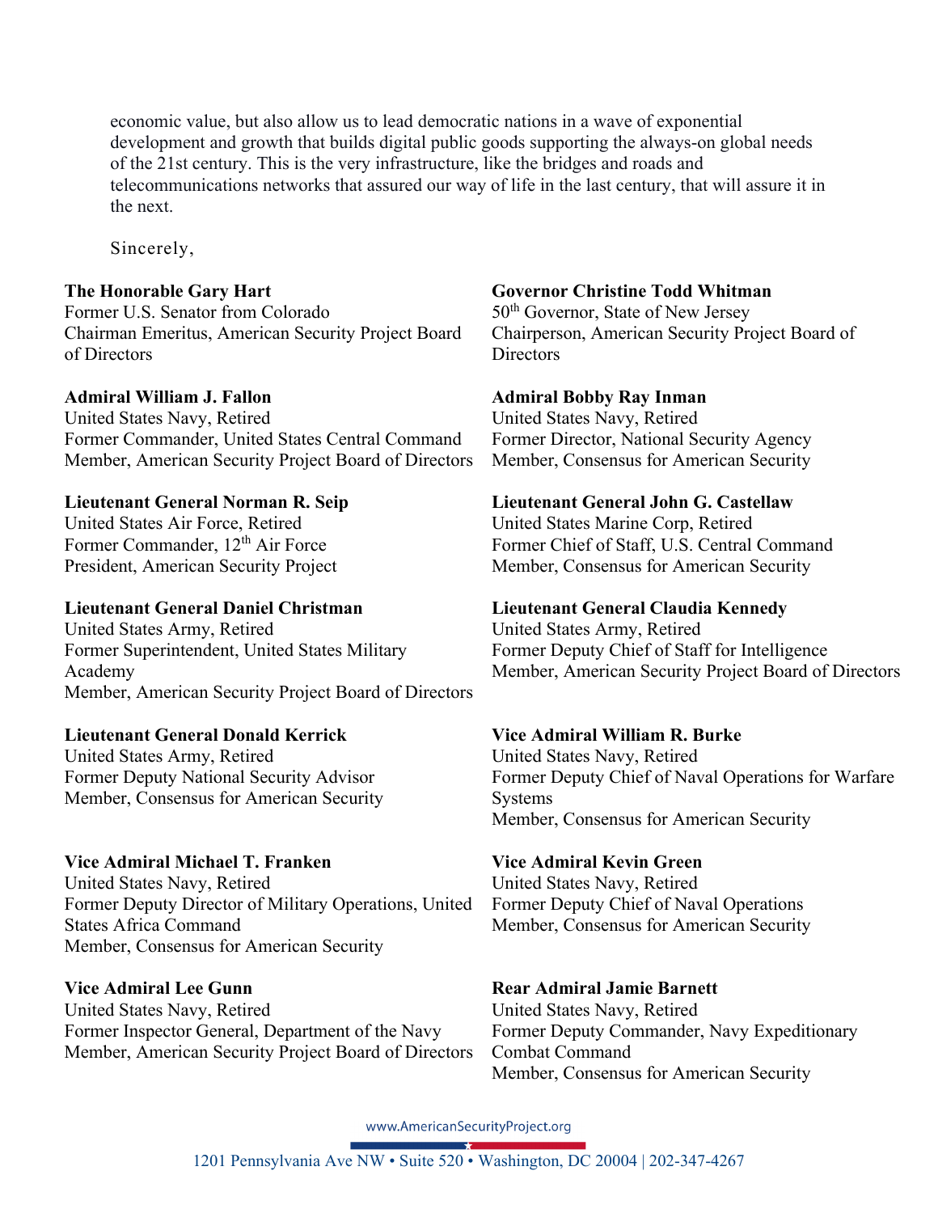economic value, but also allow us to lead democratic nations in a wave of exponential development and growth that builds digital public goods supporting the always-on global needs of the 21st century. This is the very infrastructure, like the bridges and roads and telecommunications networks that assured our way of life in the last century, that will assure it in the next.

Sincerely,

**The Honorable Gary Hart**
Former U.S. Senator from Colorado
Chairman Emeritus, American Security Project Board of Directors

**Governor Christine Todd Whitman**
50th Governor, State of New Jersey
Chairperson, American Security Project Board of Directors

**Admiral William J. Fallon**
United States Navy, Retired
Former Commander, United States Central Command
Member, American Security Project Board of Directors

**Admiral Bobby Ray Inman**
United States Navy, Retired
Former Director, National Security Agency
Member, Consensus for American Security

**Lieutenant General Norman R. Seip**
United States Air Force, Retired
Former Commander, 12th Air Force
President, American Security Project

**Lieutenant General John G. Castellaw**
United States Marine Corp, Retired
Former Chief of Staff, U.S. Central Command
Member, Consensus for American Security

**Lieutenant General Daniel Christman**
United States Army, Retired
Former Superintendent, United States Military Academy
Member, American Security Project Board of Directors

**Lieutenant General Claudia Kennedy**
United States Army, Retired
Former Deputy Chief of Staff for Intelligence
Member, American Security Project Board of Directors

**Lieutenant General Donald Kerrick**
United States Army, Retired
Former Deputy National Security Advisor
Member, Consensus for American Security

**Vice Admiral William R. Burke**
United States Navy, Retired
Former Deputy Chief of Naval Operations for Warfare Systems
Member, Consensus for American Security

**Vice Admiral Michael T. Franken**
United States Navy, Retired
Former Deputy Director of Military Operations, United States Africa Command
Member, Consensus for American Security

**Vice Admiral Kevin Green**
United States Navy, Retired
Former Deputy Chief of Naval Operations
Member, Consensus for American Security

**Vice Admiral Lee Gunn**
United States Navy, Retired
Former Inspector General, Department of the Navy
Member, American Security Project Board of Directors

**Rear Admiral Jamie Barnett**
United States Navy, Retired
Former Deputy Commander, Navy Expeditionary Combat Command
Member, Consensus for American Security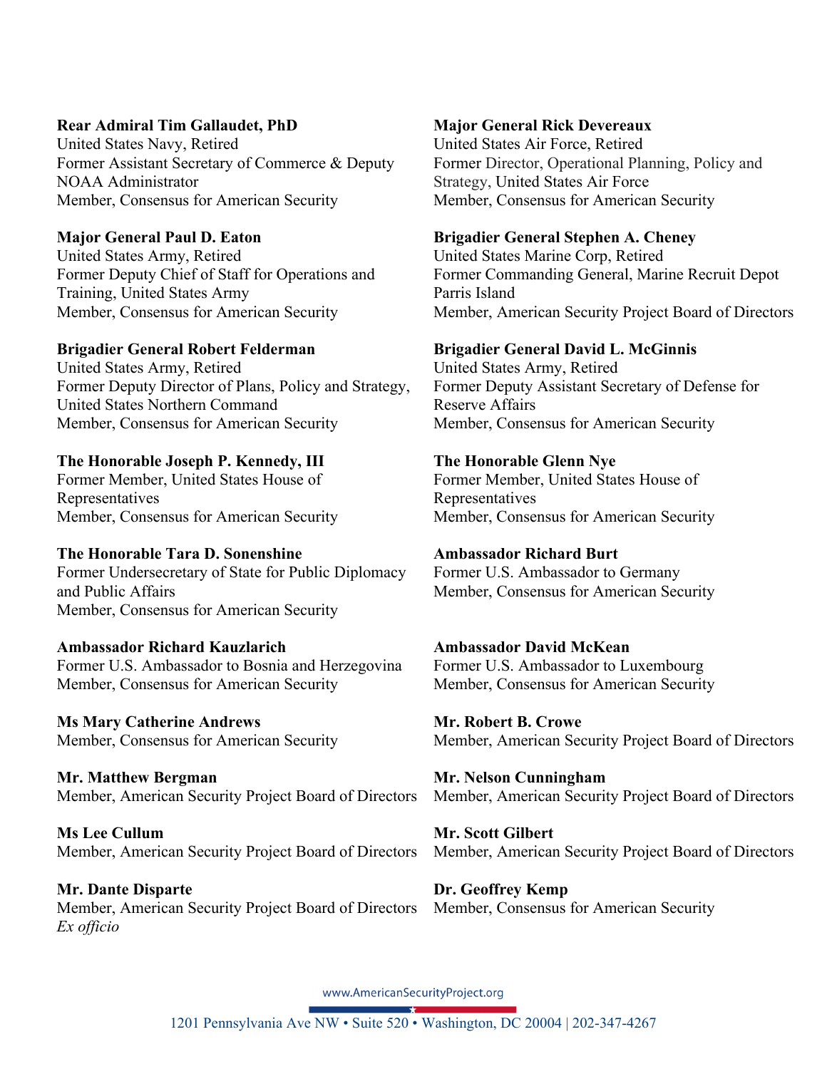**Rear Admiral Tim Gallaudet, PhD**
United States Navy, Retired
Former Assistant Secretary of Commerce & Deputy NOAA Administrator
Member, Consensus for American Security

**Major General Paul D. Eaton**
United States Army, Retired
Former Deputy Chief of Staff for Operations and Training, United States Army
Member, Consensus for American Security

**Brigadier General Robert Felderman**
United States Army, Retired
Former Deputy Director of Plans, Policy and Strategy, United States Northern Command
Member, Consensus for American Security

**The Honorable Joseph P. Kennedy, III**
Former Member, United States House of Representatives
Member, Consensus for American Security

**The Honorable Tara D. Sonenshine**
Former Undersecretary of State for Public Diplomacy and Public Affairs
Member, Consensus for American Security

**Ambassador Richard Kauzlarich**
Former U.S. Ambassador to Bosnia and Herzegovina
Member, Consensus for American Security

**Ms Mary Catherine Andrews**
Member, Consensus for American Security

**Mr. Matthew Bergman**
Member, American Security Project Board of Directors

**Ms Lee Cullum**
Member, American Security Project Board of Directors

**Mr. Dante Disparte**
Member, American Security Project Board of Directors
*Ex officio*

**Major General Rick Devereaux**
United States Air Force, Retired
Former Director, Operational Planning, Policy and Strategy, United States Air Force
Member, Consensus for American Security

**Brigadier General Stephen A. Cheney**
United States Marine Corp, Retired
Former Commanding General, Marine Recruit Depot Parris Island
Member, American Security Project Board of Directors

**Brigadier General David L. McGinnis**
United States Army, Retired
Former Deputy Assistant Secretary of Defense for Reserve Affairs
Member, Consensus for American Security

**The Honorable Glenn Nye**
Former Member, United States House of Representatives
Member, Consensus for American Security

**Ambassador Richard Burt**
Former U.S. Ambassador to Germany
Member, Consensus for American Security

**Ambassador David McKean**
Former U.S. Ambassador to Luxembourg
Member, Consensus for American Security

**Mr. Robert B. Crowe**
Member, American Security Project Board of Directors

**Mr. Nelson Cunningham**
Member, American Security Project Board of Directors

**Mr. Scott Gilbert**
Member, American Security Project Board of Directors

**Dr. Geoffrey Kemp**
Member, Consensus for American Security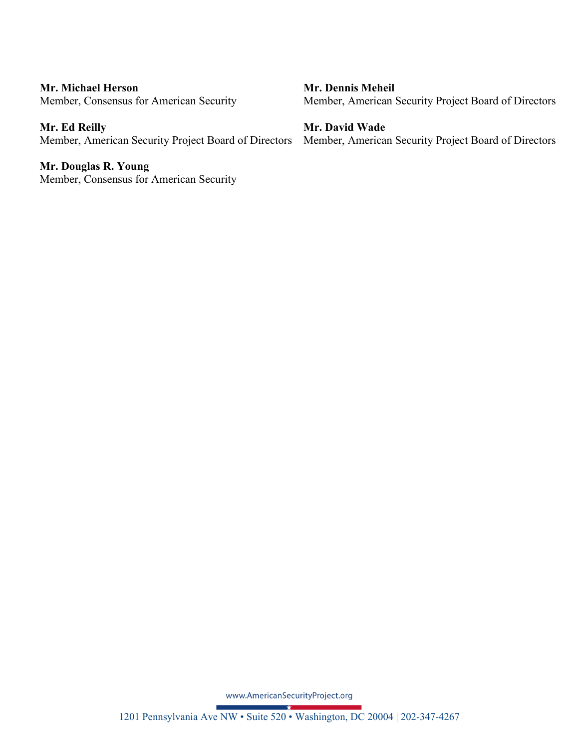**Mr. Michael Herson**
Member, Consensus for American Security

**Mr. Dennis Meheil**
Member, American Security Project Board of Directors

**Mr. Ed Reilly**
Member, American Security Project Board of Directors

**Mr. David Wade**
Member, American Security Project Board of Directors

**Mr. Douglas R. Young**
Member, Consensus for American Security